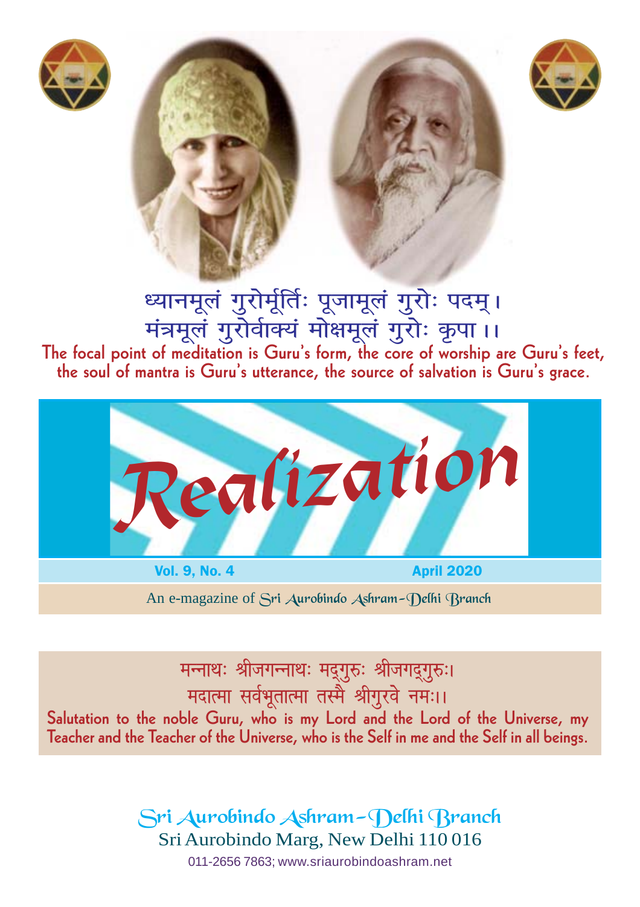ध्यानमूलं गुरोर्मूर्तिः पूजामूलं गुरोः पदम्।
मंत्रमूलं गुरोर्वाक्यं मोक्षमूलं गुरोः कृपा ।।

**The focal point of meditation is Guru's form, the core of worship are Guru's feet, the soul of mantra is Guru's utterance, the source of salvation is Guru's grace.**

# Realization

**Vol. 9, No. 4** | **April 2020**

An e-magazine of Sri Aurobindo Ashram–Delhi Branch

मन्नाथः श्रीजगन्नाथः मद्गुरुः श्रीजगद्गुरुः।
मदात्मा सर्वभूतात्मा तस्मै श्रीगुरवे नमः।।

**Salutation to the noble Guru, who is my Lord and the Lord of the Universe, my Teacher and the Teacher of the Universe, who is the Self in me and the Self in all beings.**

Sri Aurobindo Ashram–Delhi Branch
Sri Aurobindo Marg, New Delhi 110 016
011-2656 7863; www.sriaurobindoashram.net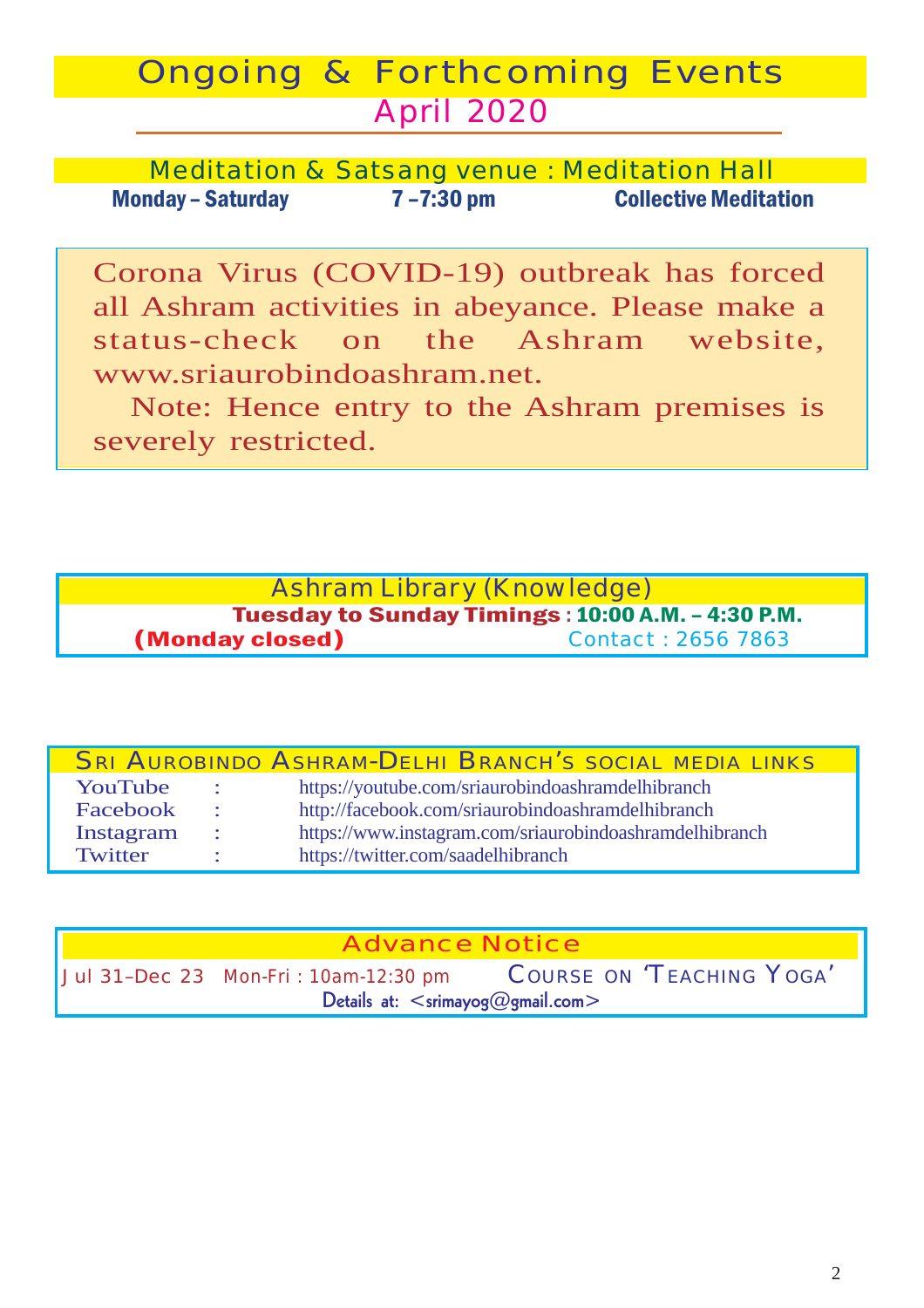# Ongoing & Forthcoming Events

## April 2020

### Meditation & Satsang venue : Meditation Hall

| Monday – Saturday | 7 –7:30 pm | Collective Meditation |
|---|---|---|

Corona Virus (COVID-19) outbreak has forced all Ashram activities in abeyance. Please make a status-check on the Ashram website, www.sriaurobindoashram.net.

Note: Hence entry to the Ashram premises is severely restricted.

### Ashram Library (Knowledge)

**Tuesday to Sunday Timings : 10:00 A.M. – 4:30 P.M.**

**(Monday closed)** Contact : 2656 7863

### Sri Aurobindo Ashram-Delhi Branch's social media links

| | | |
|---|---|---|
| YouTube | : | https://youtube.com/sriaurobindoashramdelhibranch |
| Facebook | : | http://facebook.com/sriaurobindoashramdelhibranch |
| Instagram | : | https://www.instagram.com/sriaurobindoashramdelhibranch |
| Twitter | : | https://twitter.com/saadelhibranch |

### Advance Notice

Jul 31–Dec 23 Mon-Fri : 10am-12:30 pm Course on 'Teaching Yoga'

Details at: <srimayog@gmail.com>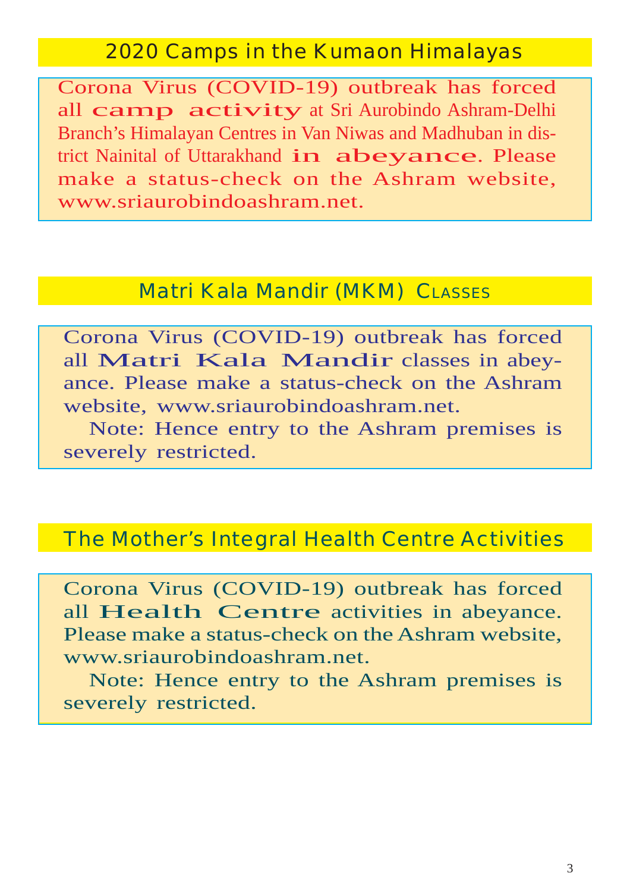## 2020 Camps in the Kumaon Himalayas

Corona Virus (COVID-19) outbreak has forced all **camp activity** at Sri Aurobindo Ashram-Delhi Branch's Himalayan Centres in Van Niwas and Madhuban in district Nainital of Uttarakhand **in abeyance**. Please make a status-check on the Ashram website, www.sriaurobindoashram.net.

## Matri Kala Mandir (MKM) Classes

Corona Virus (COVID-19) outbreak has forced all **Matri Kala Mandir** classes in abeyance. Please make a status-check on the Ashram website, www.sriaurobindoashram.net.

Note: Hence entry to the Ashram premises is severely restricted.

## The Mother's Integral Health Centre Activities

Corona Virus (COVID-19) outbreak has forced all **Health Centre** activities in abeyance. Please make a status-check on the Ashram website, www.sriaurobindoashram.net.

Note: Hence entry to the Ashram premises is severely restricted.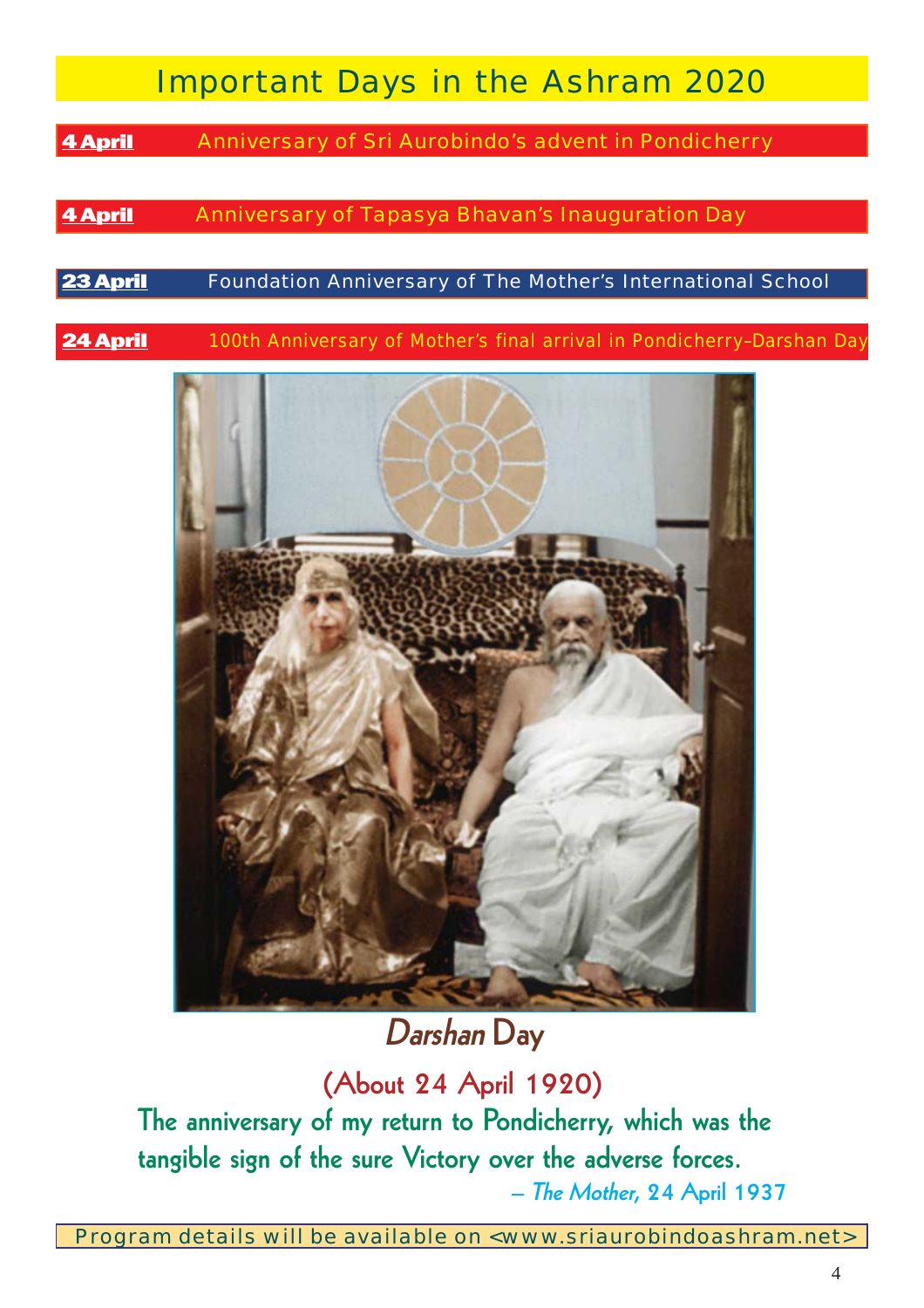# Important Days in the Ashram 2020

**4 April** Anniversary of Sri Aurobindo's advent in Pondicherry

**4 April** Anniversary of Tapasya Bhavan's Inauguration Day

**23 April** Foundation Anniversary of The Mother's International School

**24 April** 100th Anniversary of Mother's final arrival in Pondicherry–Darshan Day

## *Darshan* Day

(About 24 April 1920)

**The anniversary of my return to Pondicherry, which was the tangible sign of the sure Victory over the adverse forces.**

– *The Mother*, 24 April 1937

Program details will be available on <www.sriaurobindoashram.net>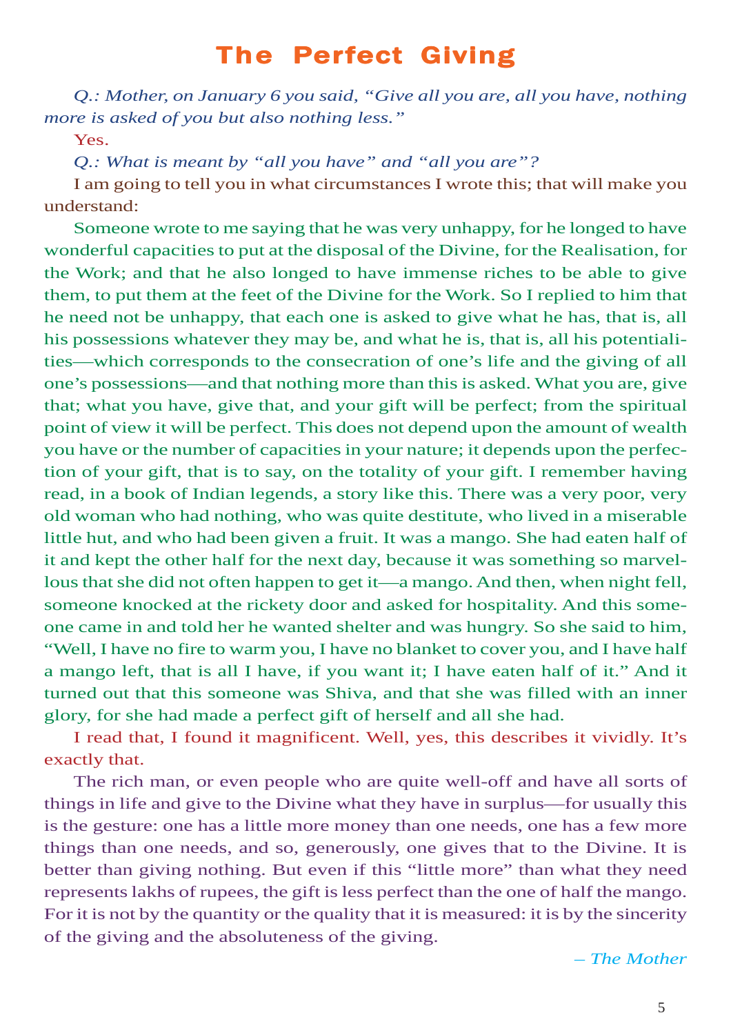# The Perfect Giving

*Q.: Mother, on January 6 you said, "Give all you are, all you have, nothing more is asked of you but also nothing less."*

Yes.

*Q.: What is meant by "all you have" and "all you are"?*

I am going to tell you in what circumstances I wrote this; that will make you understand:

Someone wrote to me saying that he was very unhappy, for he longed to have wonderful capacities to put at the disposal of the Divine, for the Realisation, for the Work; and that he also longed to have immense riches to be able to give them, to put them at the feet of the Divine for the Work. So I replied to him that he need not be unhappy, that each one is asked to give what he has, that is, all his possessions whatever they may be, and what he is, that is, all his potentialities—which corresponds to the consecration of one's life and the giving of all one's possessions—and that nothing more than this is asked. What you are, give that; what you have, give that, and your gift will be perfect; from the spiritual point of view it will be perfect. This does not depend upon the amount of wealth you have or the number of capacities in your nature; it depends upon the perfection of your gift, that is to say, on the totality of your gift. I remember having read, in a book of Indian legends, a story like this. There was a very poor, very old woman who had nothing, who was quite destitute, who lived in a miserable little hut, and who had been given a fruit. It was a mango. She had eaten half of it and kept the other half for the next day, because it was something so marvellous that she did not often happen to get it—a mango. And then, when night fell, someone knocked at the rickety door and asked for hospitality. And this someone came in and told her he wanted shelter and was hungry. So she said to him, "Well, I have no fire to warm you, I have no blanket to cover you, and I have half a mango left, that is all I have, if you want it; I have eaten half of it." And it turned out that this someone was Shiva, and that she was filled with an inner glory, for she had made a perfect gift of herself and all she had.

I read that, I found it magnificent. Well, yes, this describes it vividly. It's exactly that.

The rich man, or even people who are quite well-off and have all sorts of things in life and give to the Divine what they have in surplus—for usually this is the gesture: one has a little more money than one needs, one has a few more things than one needs, and so, generously, one gives that to the Divine. It is better than giving nothing. But even if this "little more" than what they need represents lakhs of rupees, the gift is less perfect than the one of half the mango. For it is not by the quantity or the quality that it is measured: it is by the sincerity of the giving and the absoluteness of the giving.

*– The Mother*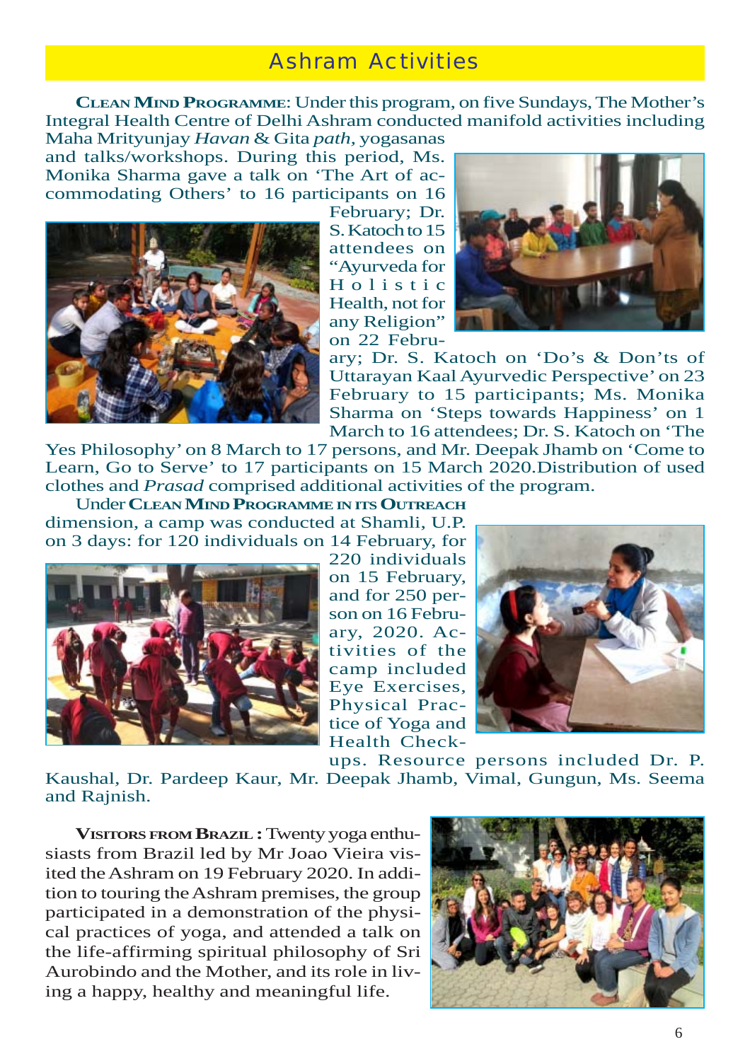# Ashram Activities

**Clean Mind Programme**: Under this program, on five Sundays, The Mother's Integral Health Centre of Delhi Ashram conducted manifold activities including Maha Mrityunjay *Havan* & Gita *path*, yogasanas and talks/workshops. During this period, Ms. Monika Sharma gave a talk on 'The Art of accommodating Others' to 16 participants on 16 February; Dr. S. Katoch to 15 attendees on "Ayurveda for Holistic Health, not for any Religion" on 22 February; Dr. S. Katoch on 'Do's & Don'ts of Uttarayan Kaal Ayurvedic Perspective' on 23 February to 15 participants; Ms. Monika Sharma on 'Steps towards Happiness' on 1 March to 16 attendees; Dr. S. Katoch on 'The Yes Philosophy' on 8 March to 17 persons, and Mr. Deepak Jhamb on 'Come to Learn, Go to Serve' to 17 participants on 15 March 2020.Distribution of used clothes and *Prasad* comprised additional activities of the program.

Under **Clean Mind Programme in its Outreach** dimension, a camp was conducted at Shamli, U.P. on 3 days: for 120 individuals on 14 February, for 220 individuals on 15 February, and for 250 person on 16 February, 2020. Activities of the camp included Eye Exercises, Physical Practice of Yoga and Health Check-ups. Resource persons included Dr. P. Kaushal, Dr. Pardeep Kaur, Mr. Deepak Jhamb, Vimal, Gungun, Ms. Seema and Rajnish.

**Visitors from Brazil :** Twenty yoga enthusiasts from Brazil led by Mr Joao Vieira visited the Ashram on 19 February 2020. In addition to touring the Ashram premises, the group participated in a demonstration of the physical practices of yoga, and attended a talk on the life-affirming spiritual philosophy of Sri Aurobindo and the Mother, and its role in living a happy, healthy and meaningful life.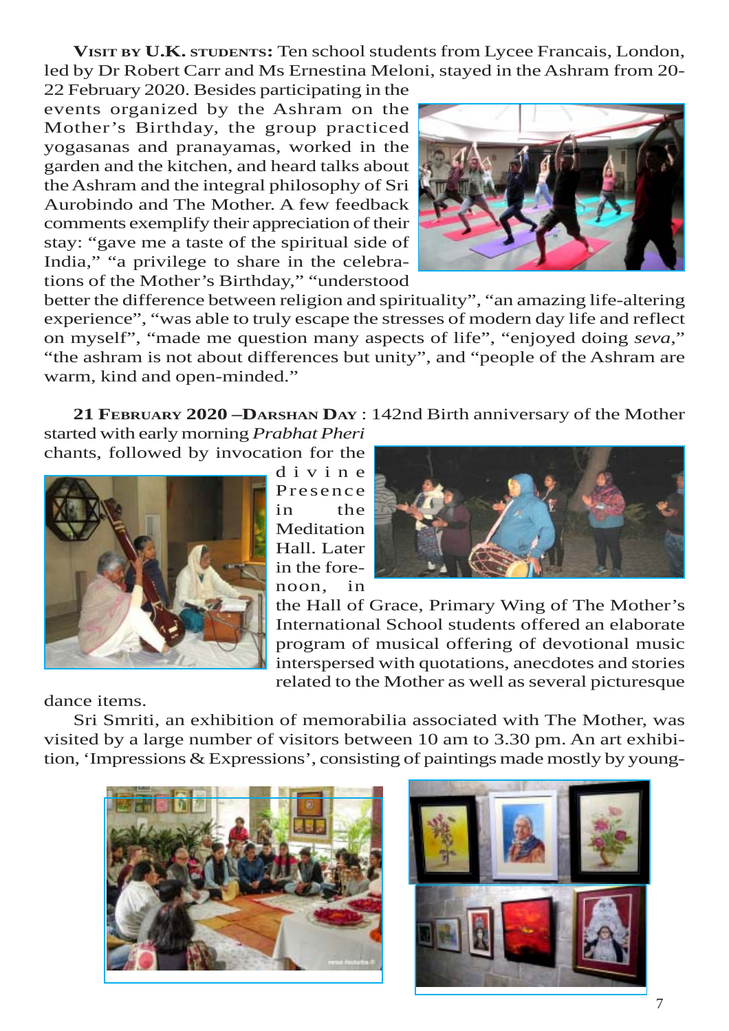**Visit by U.K. students:** Ten school students from Lycee Francais, London, led by Dr Robert Carr and Ms Ernestina Meloni, stayed in the Ashram from 20-22 February 2020. Besides participating in the events organized by the Ashram on the Mother's Birthday, the group practiced yogasanas and pranayamas, worked in the garden and the kitchen, and heard talks about the Ashram and the integral philosophy of Sri Aurobindo and The Mother. A few feedback comments exemplify their appreciation of their stay: "gave me a taste of the spiritual side of India," "a privilege to share in the celebrations of the Mother's Birthday," "understood better the difference between religion and spirituality", "an amazing life-altering experience", "was able to truly escape the stresses of modern day life and reflect on myself", "made me question many aspects of life", "enjoyed doing *seva*," "the ashram is not about differences but unity", and "people of the Ashram are warm, kind and open-minded."

**21 February 2020 –Darshan Day** : 142nd Birth anniversary of the Mother started with early morning *Prabhat Pheri* chants, followed by invocation for the divine Presence in the Meditation Hall. Later in the forenoon, in the Hall of Grace, Primary Wing of The Mother's International School students offered an elaborate program of musical offering of devotional music interspersed with quotations, anecdotes and stories related to the Mother as well as several picturesque dance items.

Sri Smriti, an exhibition of memorabilia associated with The Mother, was visited by a large number of visitors between 10 am to 3.30 pm. An art exhibition, 'Impressions & Expressions', consisting of paintings made mostly by young-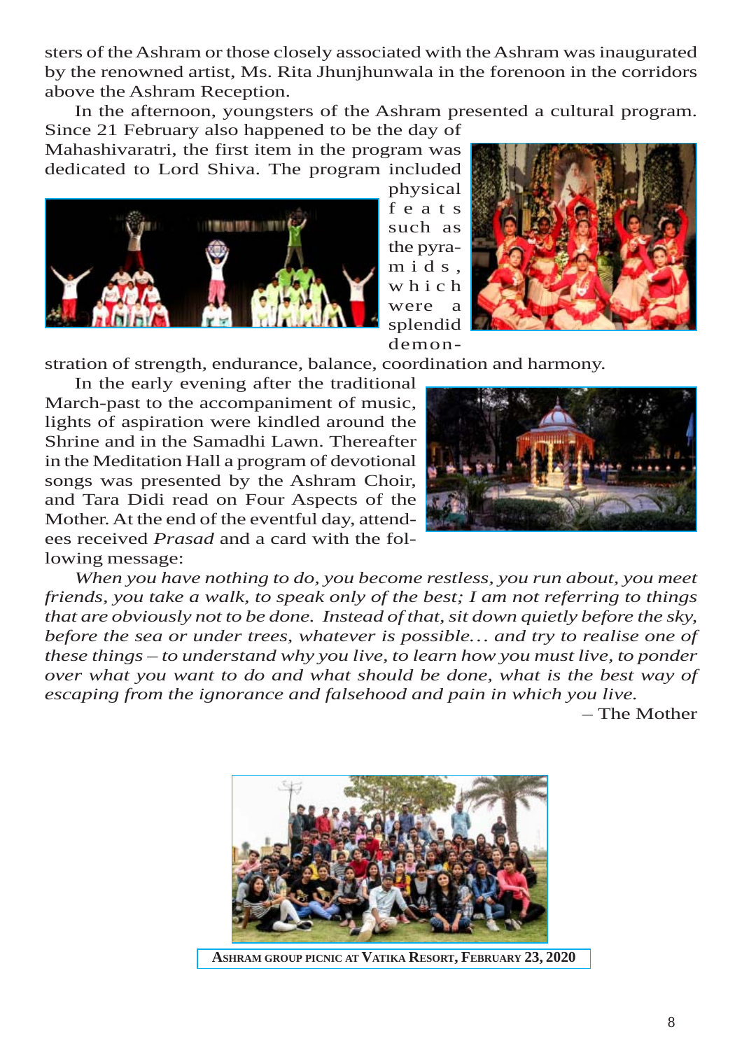sters of the Ashram or those closely associated with the Ashram was inaugurated by the renowned artist, Ms. Rita Jhunjhunwala in the forenoon in the corridors above the Ashram Reception.

In the afternoon, youngsters of the Ashram presented a cultural program. Since 21 February also happened to be the day of Mahashivaratri, the first item in the program was dedicated to Lord Shiva. The program included physical feats such as the pyramids, which were a splendid demonstration of strength, endurance, balance, coordination and harmony.

In the early evening after the traditional March-past to the accompaniment of music, lights of aspiration were kindled around the Shrine and in the Samadhi Lawn. Thereafter in the Meditation Hall a program of devotional songs was presented by the Ashram Choir, and Tara Didi read on Four Aspects of the Mother. At the end of the eventful day, attendees received *Prasad* and a card with the following message:

*When you have nothing to do, you become restless, you run about, you meet friends, you take a walk, to speak only of the best; I am not referring to things that are obviously not to be done. Instead of that, sit down quietly before the sky, before the sea or under trees, whatever is possible… and try to realise one of these things – to understand why you live, to learn how you must live, to ponder over what you want to do and what should be done, what is the best way of escaping from the ignorance and falsehood and pain in which you live.*

– The Mother

**Ashram Group Picnic at Vatika Resort, February 23, 2020**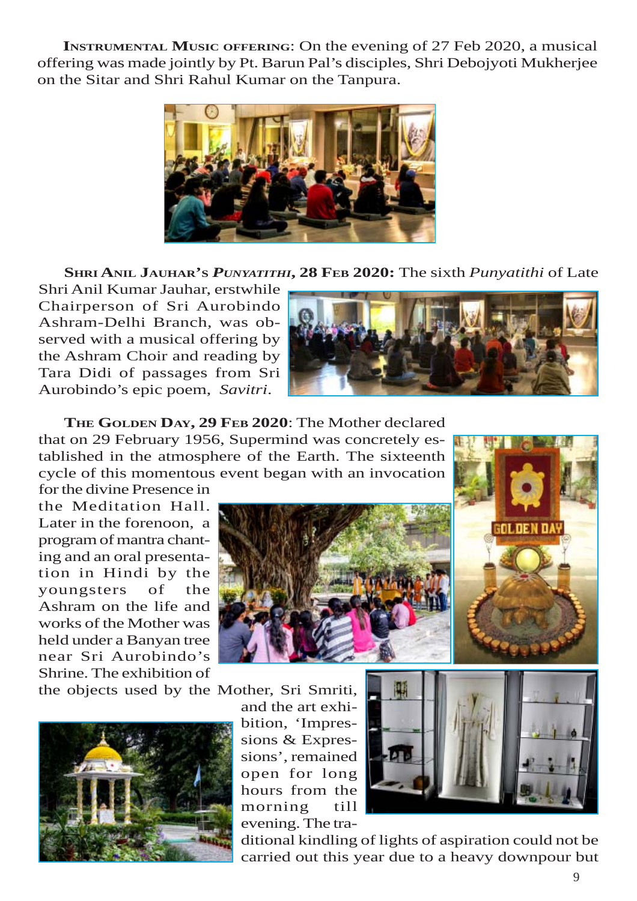**Instrumental Music offering**: On the evening of 27 Feb 2020, a musical offering was made jointly by Pt. Barun Pal's disciples, Shri Debojyoti Mukherjee on the Sitar and Shri Rahul Kumar on the Tanpura.

**Shri Anil Jauhar's *Punyatithi*, 28 Feb 2020:** The sixth *Punyatithi* of Late Shri Anil Kumar Jauhar, erstwhile Chairperson of Sri Aurobindo Ashram-Delhi Branch, was observed with a musical offering by the Ashram Choir and reading by Tara Didi of passages from Sri Aurobindo's epic poem, *Savitri*.

**The Golden Day, 29 Feb 2020**: The Mother declared that on 29 February 1956, Supermind was concretely established in the atmosphere of the Earth. The sixteenth cycle of this momentous event began with an invocation for the divine Presence in the Meditation Hall. Later in the forenoon, a program of mantra chanting and an oral presentation in Hindi by the youngsters of the Ashram on the life and works of the Mother was held under a Banyan tree near Sri Aurobindo's Shrine. The exhibition of the objects used by the Mother, Sri Smriti, and the art exhibition, 'Impressions & Expressions', remained open for long hours from the morning till evening. The traditional kindling of lights of aspiration could not be carried out this year due to a heavy downpour but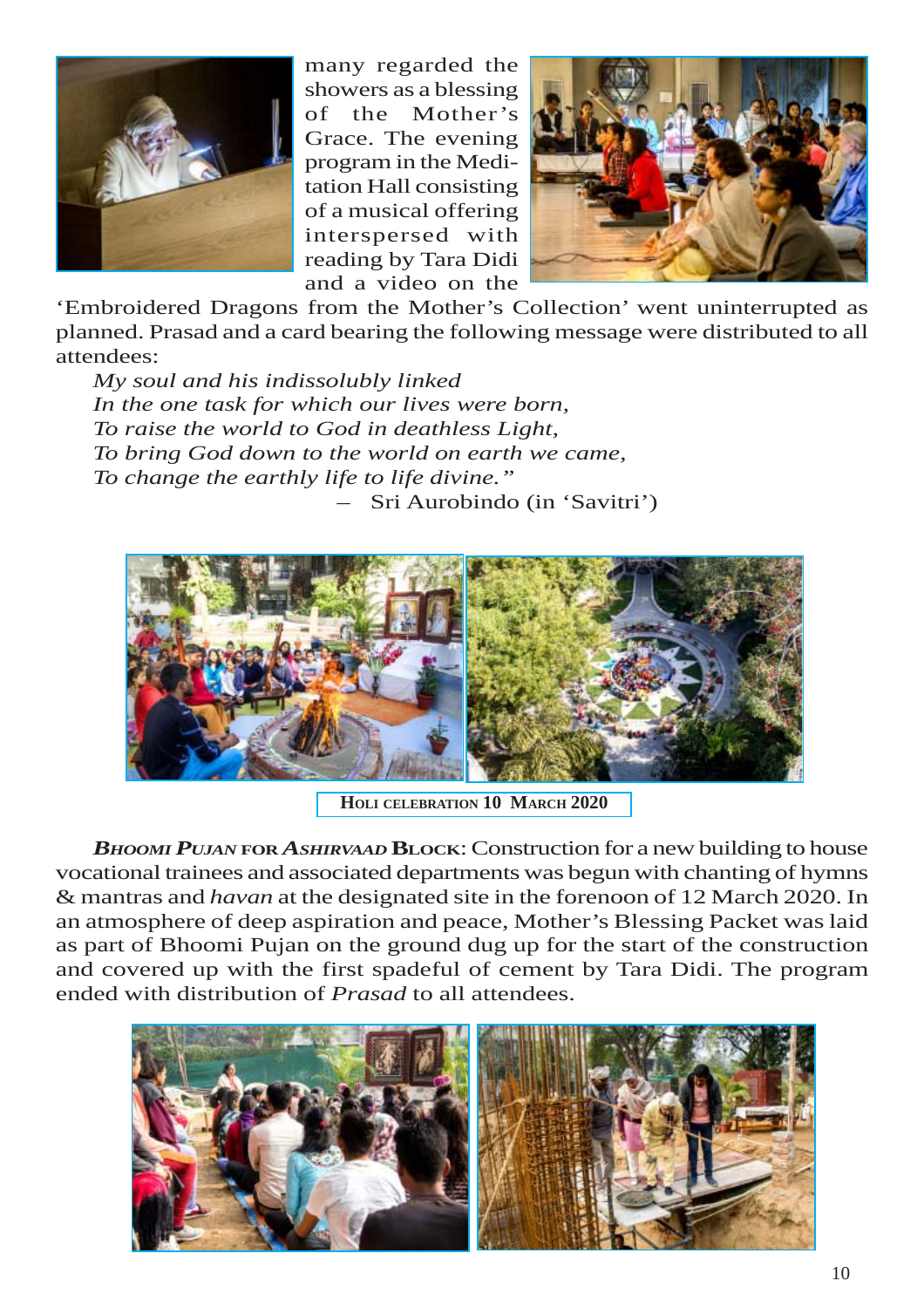many regarded the showers as a blessing of the Mother's Grace. The evening program in the Meditation Hall consisting of a musical offering interspersed with reading by Tara Didi and a video on the 'Embroidered Dragons from the Mother's Collection' went uninterrupted as planned. Prasad and a card bearing the following message were distributed to all attendees:

*My soul and his indissolubly linked*
*In the one task for which our lives were born,*
*To raise the world to God in deathless Light,*
*To bring God down to the world on earth we came,*
*To change the earthly life to life divine."*

– Sri Aurobindo (in 'Savitri')

**HOLI CELEBRATION 10 MARCH 2020**

***BHOOMI PUJAN* FOR *ASHIRVAAD* BLOCK**: Construction for a new building to house vocational trainees and associated departments was begun with chanting of hymns & mantras and *havan* at the designated site in the forenoon of 12 March 2020. In an atmosphere of deep aspiration and peace, Mother's Blessing Packet was laid as part of Bhoomi Pujan on the ground dug up for the start of the construction and covered up with the first spadeful of cement by Tara Didi. The program ended with distribution of *Prasad* to all attendees.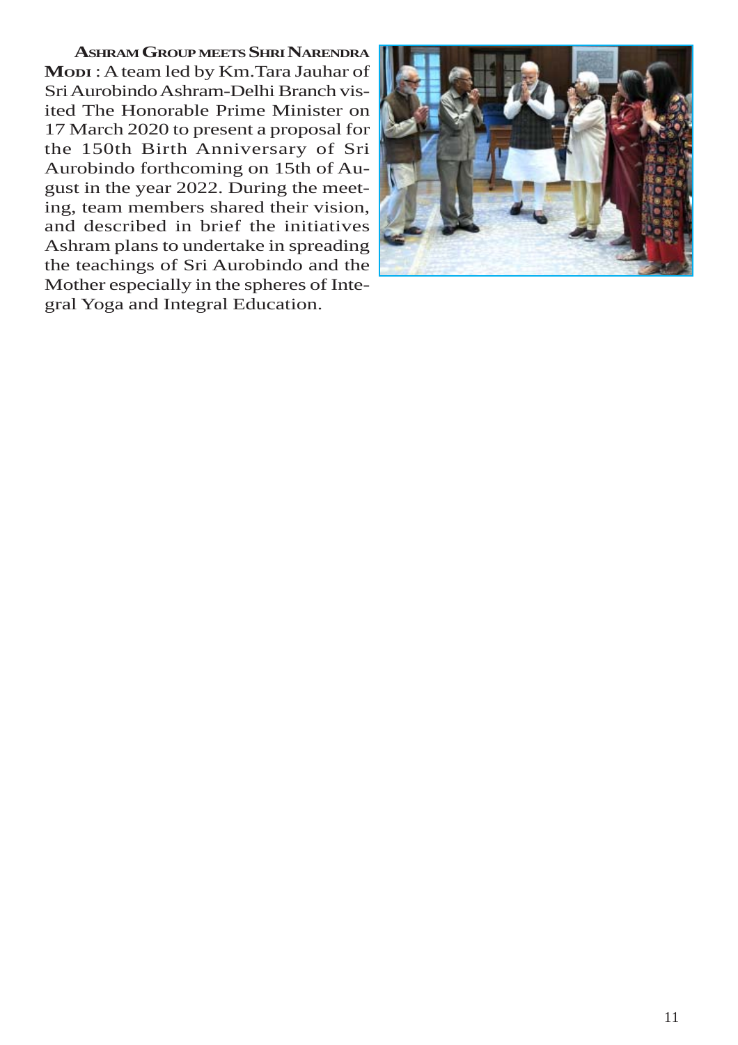**Ashram Group meets Shri Narendra Modi** : A team led by Km.Tara Jauhar of Sri Aurobindo Ashram-Delhi Branch visited The Honorable Prime Minister on 17 March 2020 to present a proposal for the 150th Birth Anniversary of Sri Aurobindo forthcoming on 15th of August in the year 2022. During the meeting, team members shared their vision, and described in brief the initiatives Ashram plans to undertake in spreading the teachings of Sri Aurobindo and the Mother especially in the spheres of Integral Yoga and Integral Education.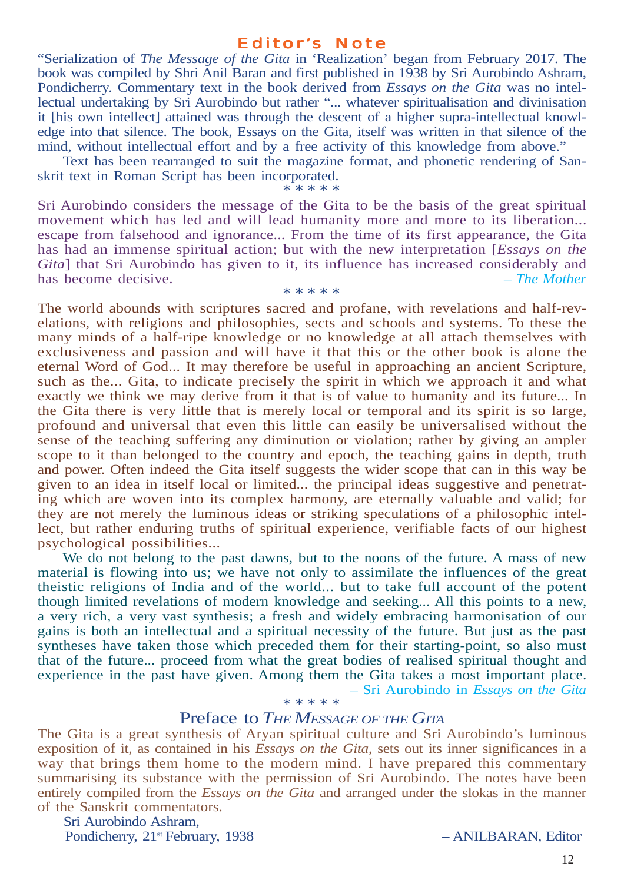## Editor's Note

"Serialization of *The Message of the Gita* in 'Realization' began from February 2017. The book was compiled by Shri Anil Baran and first published in 1938 by Sri Aurobindo Ashram, Pondicherry. Commentary text in the book derived from *Essays on the Gita* was no intellectual undertaking by Sri Aurobindo but rather "... whatever spiritualisation and divinisation it [his own intellect] attained was through the descent of a higher supra-intellectual knowledge into that silence. The book, Essays on the Gita, itself was written in that silence of the mind, without intellectual effort and by a free activity of this knowledge from above."

Text has been rearranged to suit the magazine format, and phonetic rendering of Sanskrit text in Roman Script has been incorporated.

\* \* \* \* \*

Sri Aurobindo considers the message of the Gita to be the basis of the great spiritual movement which has led and will lead humanity more and more to its liberation... escape from falsehood and ignorance... From the time of its first appearance, the Gita has had an immense spiritual action; but with the new interpretation [*Essays on the Gita*] that Sri Aurobindo has given to it, its influence has increased considerably and has become decisive. – *The Mother*

\* \* \* \* \*

The world abounds with scriptures sacred and profane, with revelations and half-revelations, with religions and philosophies, sects and schools and systems. To these the many minds of a half-ripe knowledge or no knowledge at all attach themselves with exclusiveness and passion and will have it that this or the other book is alone the eternal Word of God... It may therefore be useful in approaching an ancient Scripture, such as the... Gita, to indicate precisely the spirit in which we approach it and what exactly we think we may derive from it that is of value to humanity and its future... In the Gita there is very little that is merely local or temporal and its spirit is so large, profound and universal that even this little can easily be universalised without the sense of the teaching suffering any diminution or violation; rather by giving an ampler scope to it than belonged to the country and epoch, the teaching gains in depth, truth and power. Often indeed the Gita itself suggests the wider scope that can in this way be given to an idea in itself local or limited... the principal ideas suggestive and penetrating which are woven into its complex harmony, are eternally valuable and valid; for they are not merely the luminous ideas or striking speculations of a philosophic intellect, but rather enduring truths of spiritual experience, verifiable facts of our highest psychological possibilities...

We do not belong to the past dawns, but to the noons of the future. A mass of new material is flowing into us; we have not only to assimilate the influences of the great theistic religions of India and of the world... but to take full account of the potent though limited revelations of modern knowledge and seeking... All this points to a new, a very rich, a very vast synthesis; a fresh and widely embracing harmonisation of our gains is both an intellectual and a spiritual necessity of the future. But just as the past syntheses have taken those which preceded them for their starting-point, so also must that of the future... proceed from what the great bodies of realised spiritual thought and experience in the past have given. Among them the Gita takes a most important place.

– Sri Aurobindo in *Essays on the Gita*

\* \* \* \* \*

## Preface to *The Message of the Gita*

The Gita is a great synthesis of Aryan spiritual culture and Sri Aurobindo's luminous exposition of it, as contained in his *Essays on the Gita*, sets out its inner significances in a way that brings them home to the modern mind. I have prepared this commentary summarising its substance with the permission of Sri Aurobindo. The notes have been entirely compiled from the *Essays on the Gita* and arranged under the slokas in the manner of the Sanskrit commentators.

Sri Aurobindo Ashram,
Pondicherry, 21st February, 1938

– ANILBARAN, Editor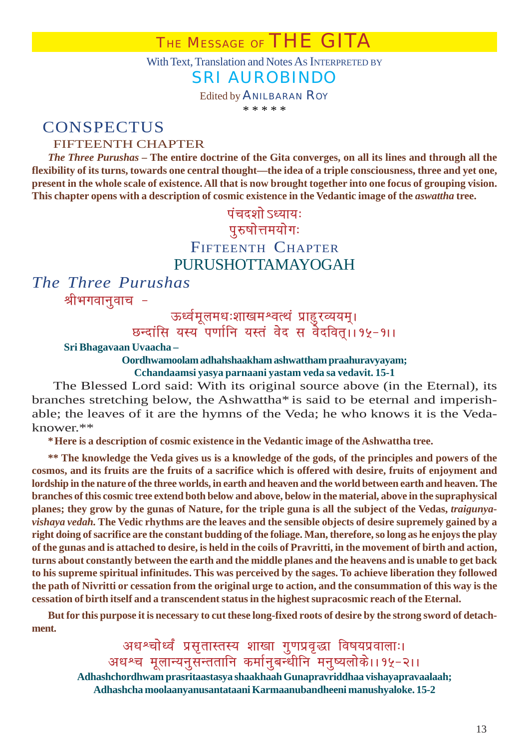# THE MESSAGE OF THE GITA

With Text, Translation and Notes As INTERPRETED BY

## SRI AUROBINDO

Edited by ANILBARAN ROY

\* \* \* \* \*

## CONSPECTUS

### FIFTEENTH CHAPTER

***The Three Purushas* – The entire doctrine of the Gita converges, on all its lines and through all the flexibility of its turns, towards one central thought—the idea of a triple consciousness, three and yet one, present in the whole scale of existence. All that is now brought together into one focus of grouping vision. This chapter opens with a description of cosmic existence in the Vedantic image of the *aswattha* tree.**

पंचदशोऽध्यायः

पुरुषोत्तमयोगः

## FIFTEENTH CHAPTER

## PURUSHOTTAMAYOGAH

### *The Three Purushas*

श्रीभगवानुवाच –

ऊर्ध्वमूलमधःशाखमश्वत्थं प्राहुरव्ययम्।
छन्दांसि यस्य पर्णानि यस्तं वेद स वेदवित्।।१५-१।।

**Sri Bhagavaan Uvaacha –**

**Oordhwamoolam adhahshaakham ashwattham praahuravyayam;**
**Cchandaamsi yasya parnaani yastam veda sa vedavit. 15-1**

The Blessed Lord said: With its original source above (in the Eternal), its branches stretching below, the Ashwattha* is said to be eternal and imperishable; the leaves of it are the hymns of the Veda; he who knows it is the Veda-knower.**

**\* Here is a description of cosmic existence in the Vedantic image of the Ashwattha tree.**

**\*\* The knowledge the Veda gives us is a knowledge of the gods, of the principles and powers of the cosmos, and its fruits are the fruits of a sacrifice which is offered with desire, fruits of enjoyment and lordship in the nature of the three worlds, in earth and heaven and the world between earth and heaven. The branches of this cosmic tree extend both below and above, below in the material, above in the supraphysical planes; they grow by the gunas of Nature, for the triple guna is all the subject of the Vedas, *traigunya-vishaya vedah.* The Vedic rhythms are the leaves and the sensible objects of desire supremely gained by a right doing of sacrifice are the constant budding of the foliage. Man, therefore, so long as he enjoys the play of the gunas and is attached to desire, is held in the coils of Pravritti, in the movement of birth and action, turns about constantly between the earth and the middle planes and the heavens and is unable to get back to his supreme spiritual infinitudes. This was perceived by the sages. To achieve liberation they followed the path of Nivritti or cessation from the original urge to action, and the consummation of this way is the cessation of birth itself and a transcendent status in the highest supracosmic reach of the Eternal.**

**But for this purpose it is necessary to cut these long-fixed roots of desire by the strong sword of detachment.**

अधश्चोर्ध्वं प्रसृतास्तस्य शाखा गुणप्रवृद्धा विषयप्रवालाः।
अधश्च मूलान्यनुसन्ततानि कर्मानुबन्धीनि मनुष्यलोके।।१५-२।।

**Adhashchordhwam prasritaastasya shaakhaah Gunapravriddhaa vishayapravaalaah;**
**Adhashcha moolaanyanusantataani Karmaanubandheeni manushyaloke. 15-2**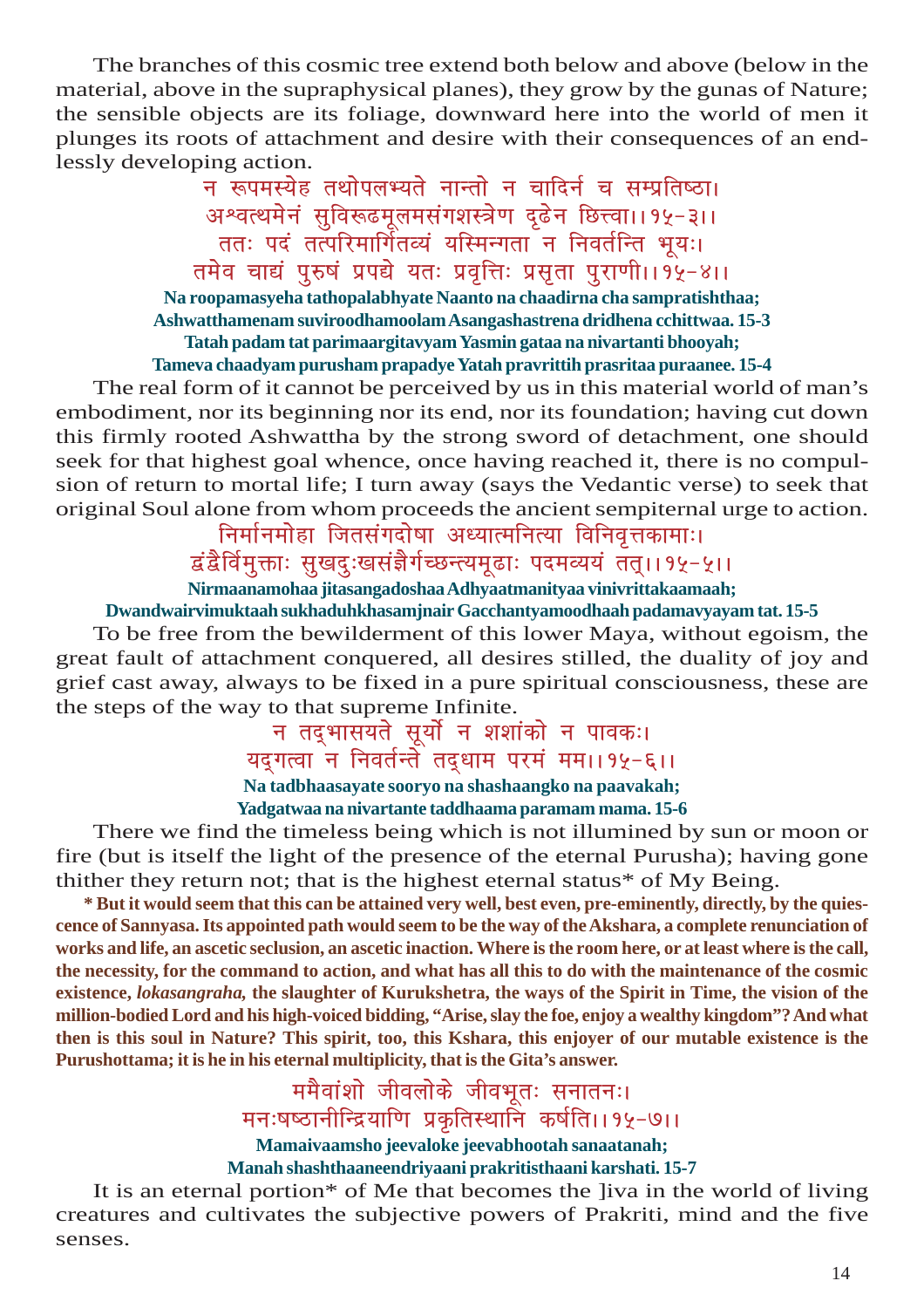The branches of this cosmic tree extend both below and above (below in the material, above in the supraphysical planes), they grow by the gunas of Nature; the sensible objects are its foliage, downward here into the world of men it plunges its roots of attachment and desire with their consequences of an endlessly developing action.

न रूपमस्येह तथोपलभ्यते नान्तो न चादिर्न च सम्प्रतिष्ठा।
अश्वत्थमेनं सुविरूढमूलमसंगशस्त्रेण दृढेन छित्त्वा।।१५-३।।
ततः पदं तत्परिमार्गितव्यं यस्मिन्गता न निवर्तन्ति भूयः।
तमेव चाद्यं पुरुषं प्रपद्ये यतः प्रवृत्तिः प्रसृता पुराणी।।१५-४।।

**Na roopamasyeha tathopalabhyate Naanto na chaadirna cha sampratishthaa;**
**Ashwatthamenam suviroodhamoolam Asangashastrena dridhena cchittwaa. 15-3**
**Tatah padam tat parimaargitavyam Yasmin gataa na nivartanti bhooyah;**
**Tameva chaadyam purusham prapadye Yatah pravrittih prasritaa puraanee. 15-4**

The real form of it cannot be perceived by us in this material world of man's embodiment, nor its beginning nor its end, nor its foundation; having cut down this firmly rooted Ashwattha by the strong sword of detachment, one should seek for that highest goal whence, once having reached it, there is no compulsion of return to mortal life; I turn away (says the Vedantic verse) to seek that original Soul alone from whom proceeds the ancient sempiternal urge to action.

निर्मानमोहा जितसंगदोषा अध्यात्मनित्या विनिवृत्तकामाः।
द्वंद्वैर्विमुक्ताः सुखदुःखसंज्ञैर्गच्छन्त्यमूढाः पदमव्ययं तत्।।१५-५।।

**Nirmaanamohaa jitasangadoshaa Adhyaatmanityaa vinivrittakaamaah;**
**Dwandwairvimuktaah sukhaduhkhasamjnair Gacchantyamoodhaah padamavyayam tat. 15-5**

To be free from the bewilderment of this lower Maya, without egoism, the great fault of attachment conquered, all desires stilled, the duality of joy and grief cast away, always to be fixed in a pure spiritual consciousness, these are the steps of the way to that supreme Infinite.

न तद्भासयते सूर्यो न शशांको न पावकः।
यद्गत्वा न निवर्तन्ते तद्धाम परमं मम।।१५-६।।

**Na tadbhaasayate sooryo na shashaangko na paavakah;**
**Yadgatwaa na nivartante taddhaama paramam mama. 15-6**

There we find the timeless being which is not illumined by sun or moon or fire (but is itself the light of the presence of the eternal Purusha); having gone thither they return not; that is the highest eternal status* of My Being.

**\* But it would seem that this can be attained very well, best even, pre-eminently, directly, by the quiescence of Sannyasa. Its appointed path would seem to be the way of the Akshara, a complete renunciation of works and life, an ascetic seclusion, an ascetic inaction. Where is the room here, or at least where is the call, the necessity, for the command to action, and what has all this to do with the maintenance of the cosmic existence, *lokasangraha*, the slaughter of Kurukshetra, the ways of the Spirit in Time, the vision of the million-bodied Lord and his high-voiced bidding, "Arise, slay the foe, enjoy a wealthy kingdom"? And what then is this soul in Nature? This spirit, too, this Kshara, this enjoyer of our mutable existence is the Purushottama; it is he in his eternal multiplicity, that is the Gita's answer.**

ममैवांशो जीवलोके जीवभूतः सनातनः।
मनःषष्ठानीन्द्रियाणि प्रकृतिस्थानि कर्षति।।१५-७।।

**Mamaivaamsho jeevaloke jeevabhootah sanaatanah;**
**Manah shashthaaneendriyaani prakritisthaani karshati. 15-7**

It is an eternal portion* of Me that becomes the ]iva in the world of living creatures and cultivates the subjective powers of Prakriti, mind and the five senses.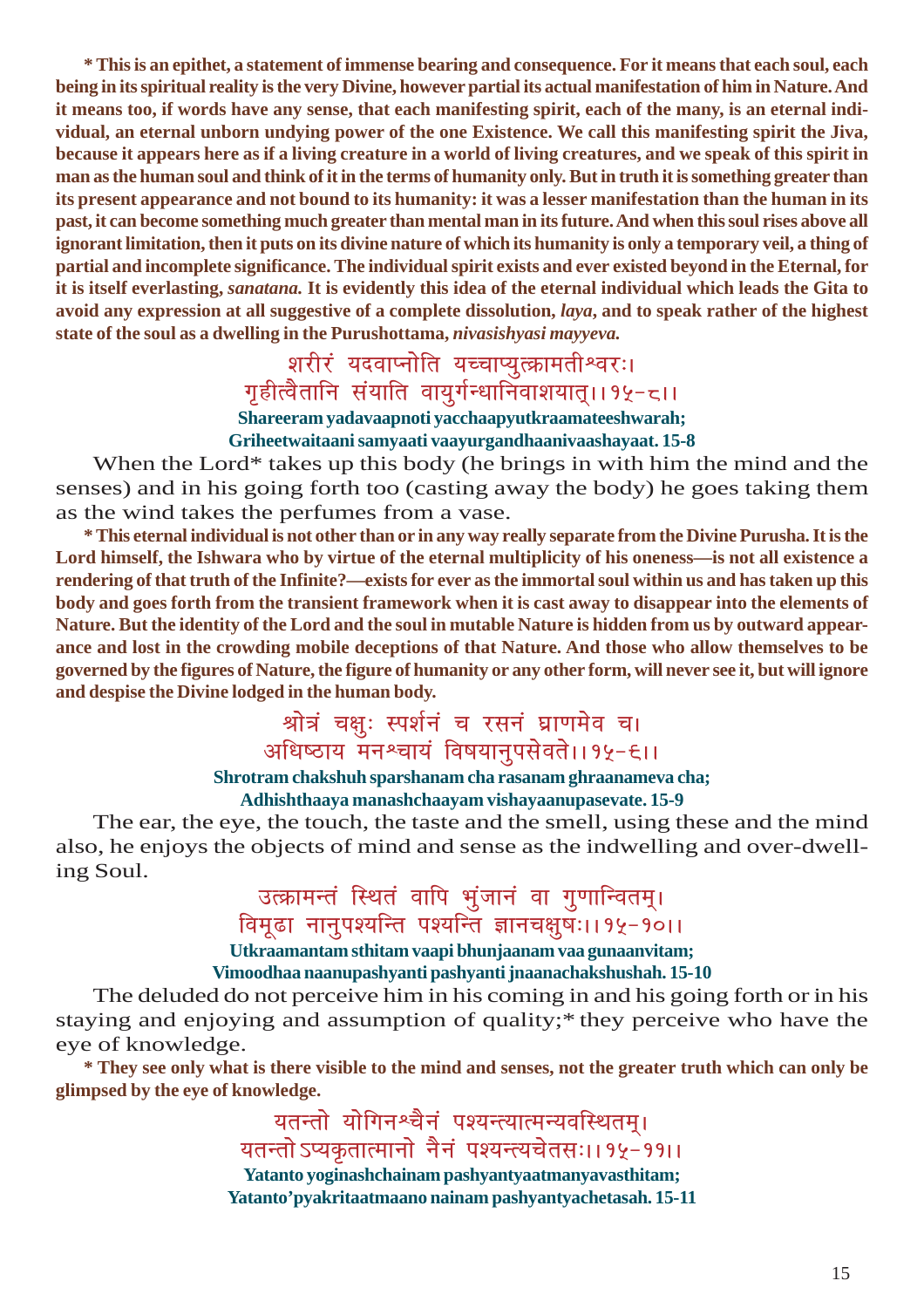**\* This is an epithet, a statement of immense bearing and consequence. For it means that each soul, each being in its spiritual reality is the very Divine, however partial its actual manifestation of him in Nature. And it means too, if words have any sense, that each manifesting spirit, each of the many, is an eternal individual, an eternal unborn undying power of the one Existence. We call this manifesting spirit the Jiva, because it appears here as if a living creature in a world of living creatures, and we speak of this spirit in man as the human soul and think of it in the terms of humanity only. But in truth it is something greater than its present appearance and not bound to its humanity: it was a lesser manifestation than the human in its past, it can become something much greater than mental man in its future. And when this soul rises above all ignorant limitation, then it puts on its divine nature of which its humanity is only a temporary veil, a thing of partial and incomplete significance. The individual spirit exists and ever existed beyond in the Eternal, for it is itself everlasting, *sanatana.* It is evidently this idea of the eternal individual which leads the Gita to avoid any expression at all suggestive of a complete dissolution, *laya*, and to speak rather of the highest state of the soul as a dwelling in the Purushottama, *nivasishyasi mayyeva.***

शरीरं यदवाप्नोति यच्चाप्युत्क्रामतीश्वरः।
गृहीत्वैतानि संयाति वायुर्गन्धानिवाशयात्।।१५-८।।

**Shareeram yadavaapnoti yacchaapyutkraamateeshwarah;**
**Griheetwaitaani samyati vaayurgandhaanivaashayaat. 15-8**

When the Lord\* takes up this body (he brings in with him the mind and the senses) and in his going forth too (casting away the body) he goes taking them as the wind takes the perfumes from a vase.

**\* This eternal individual is not other than or in any way really separate from the Divine Purusha. It is the Lord himself, the Ishwara who by virtue of the eternal multiplicity of his oneness—is not all existence a rendering of that truth of the Infinite?—exists for ever as the immortal soul within us and has taken up this body and goes forth from the transient framework when it is cast away to disappear into the elements of Nature. But the identity of the Lord and the soul in mutable Nature is hidden from us by outward appearance and lost in the crowding mobile deceptions of that Nature. And those who allow themselves to be governed by the figures of Nature, the figure of humanity or any other form, will never see it, but will ignore and despise the Divine lodged in the human body.**

श्रोत्रं चक्षुः स्पर्शनं च रसनं घ्राणमेव च।
अधिष्ठाय मनश्चायं विषयानुपसेवते।।१५-९।।

**Shrotram chakshuh sparshanam cha rasanam ghraanameva cha;**
**Adhishthaaya manashchaayam vishayaanupasevate. 15-9**

The ear, the eye, the touch, the taste and the smell, using these and the mind also, he enjoys the objects of mind and sense as the indwelling and over-dwelling Soul.

उत्क्रामन्तं स्थितं वापि भुंजानं वा गुणान्वितम्।
विमूढा नानुपश्यन्ति पश्यन्ति ज्ञानचक्षुषः।।१५-१०।।

**Utkraamantam sthitam vaapi bhunjaanam vaa gunaanvitam;**
**Vimoodhaa naanupashyanti pashyanti jnaanachakshushah. 15-10**

The deluded do not perceive him in his coming in and his going forth or in his staying and enjoying and assumption of quality;\* they perceive who have the eye of knowledge.

**\* They see only what is there visible to the mind and senses, not the greater truth which can only be glimpsed by the eye of knowledge.**

यतन्तो योगिनश्चैनं पश्यन्त्यात्मन्यवस्थितम्।
यतन्तोऽप्यकृतात्मानो नैनं पश्यन्त्यचेतसः।।१५-११।।

**Yatanto yoginashchainam pashyantyaatmanyavasthitam;**
**Yatanto'pyakritaatmaano nainam pashyantyachetasah. 15-11**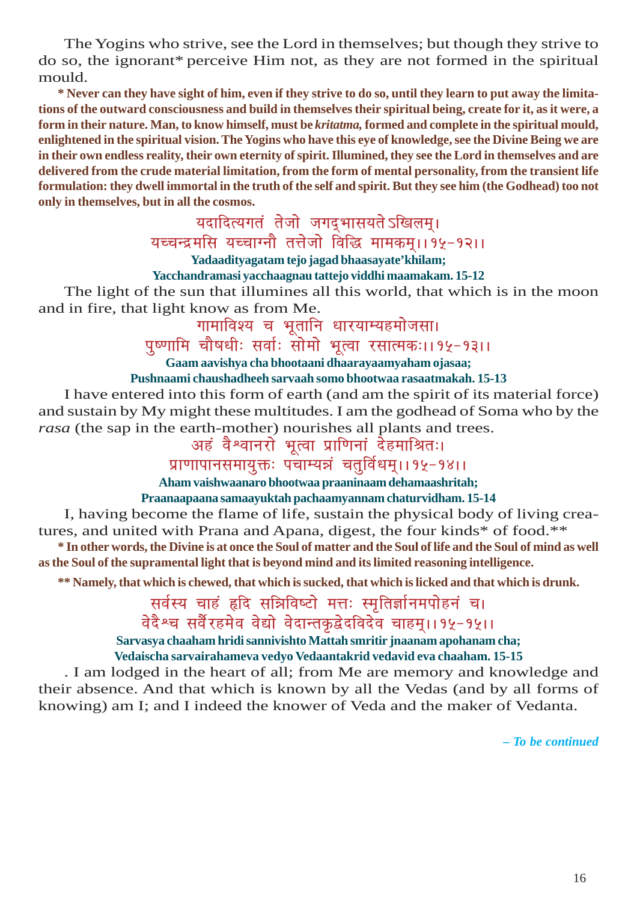The Yogins who strive, see the Lord in themselves; but though they strive to do so, the ignorant* perceive Him not, as they are not formed in the spiritual mould.

**\* Never can they have sight of him, even if they strive to do so, until they learn to put away the limitations of the outward consciousness and build in themselves their spiritual being, create for it, as it were, a form in their nature. Man, to know himself, must be *kritatma,* formed and complete in the spiritual mould, enlightened in the spiritual vision. The Yogins who have this eye of knowledge, see the Divine Being we are in their own endless reality, their own eternity of spirit. Illumined, they see the Lord in themselves and are delivered from the crude material limitation, from the form of mental personality, from the transient life formulation: they dwell immortal in the truth of the self and spirit. But they see him (the Godhead) too not only in themselves, but in all the cosmos.**

यदादित्यगतं तेजो जगद्भासयतेऽखिलम्।
यच्चन्द्रमसि यच्चाग्नौ तत्तेजो विद्धि मामकम्।।१५-१२।।

**Yadaadityagatam tejo jagad bhaasayate'khilam;**
**Yacchandramasi yacchaagnau tattejo viddhi maamakam. 15-12**

The light of the sun that illumines all this world, that which is in the moon and in fire, that light know as from Me.

गामाविश्य च भूतानि धारयाम्यहमोजसा।
पुष्णामि चौषधीः सर्वाः सोमो भूत्वा रसात्मकः।।१५-१३।।

**Gaam aavishya cha bhootaani dhaarayaamyaham ojasaa;**
**Pushnaami chaushadheeh sarvaah somo bhootwaa rasaatmakah. 15-13**

I have entered into this form of earth (and am the spirit of its material force) and sustain by My might these multitudes. I am the godhead of Soma who by the *rasa* (the sap in the earth-mother) nourishes all plants and trees.

अहं वैश्वानरो भूत्वा प्राणिनां देहमाश्रितः।
प्राणापानसमायुक्तः पचाम्यन्नं चतुर्विधम्।।१५-१४।।

**Aham vaishwaanaro bhootwaa praaninaam dehamaashritah;**
**Praanaapaana samaayuktah pachaamyannam chaturvidham. 15-14**

I, having become the flame of life, sustain the physical body of living creatures, and united with Prana and Apana, digest, the four kinds* of food.**

**\* In other words, the Divine is at once the Soul of matter and the Soul of life and the Soul of mind as well as the Soul of the supramental light that is beyond mind and its limited reasoning intelligence.**

**\*\* Namely, that which is chewed, that which is sucked, that which is licked and that which is drunk.**

सर्वस्य चाहं हृदि सन्निविष्टो मत्तः स्मृतिर्ज्ञानमपोहनं च।
वेदैश्च सर्वैरहमेव वेद्यो वेदान्तकृद्वेदविदेव चाहम्।।१५-१५।।

**Sarvasya chaaham hridi sannivishto Mattah smritir jnaanam apohanam cha;**
**Vedaischa sarvairahameva vedyo Vedaantakrid vedavid eva chaaham. 15-15**

. I am lodged in the heart of all; from Me are memory and knowledge and their absence. And that which is known by all the Vedas (and by all forms of knowing) am I; and I indeed the knower of Veda and the maker of Vedanta.

***– To be continued***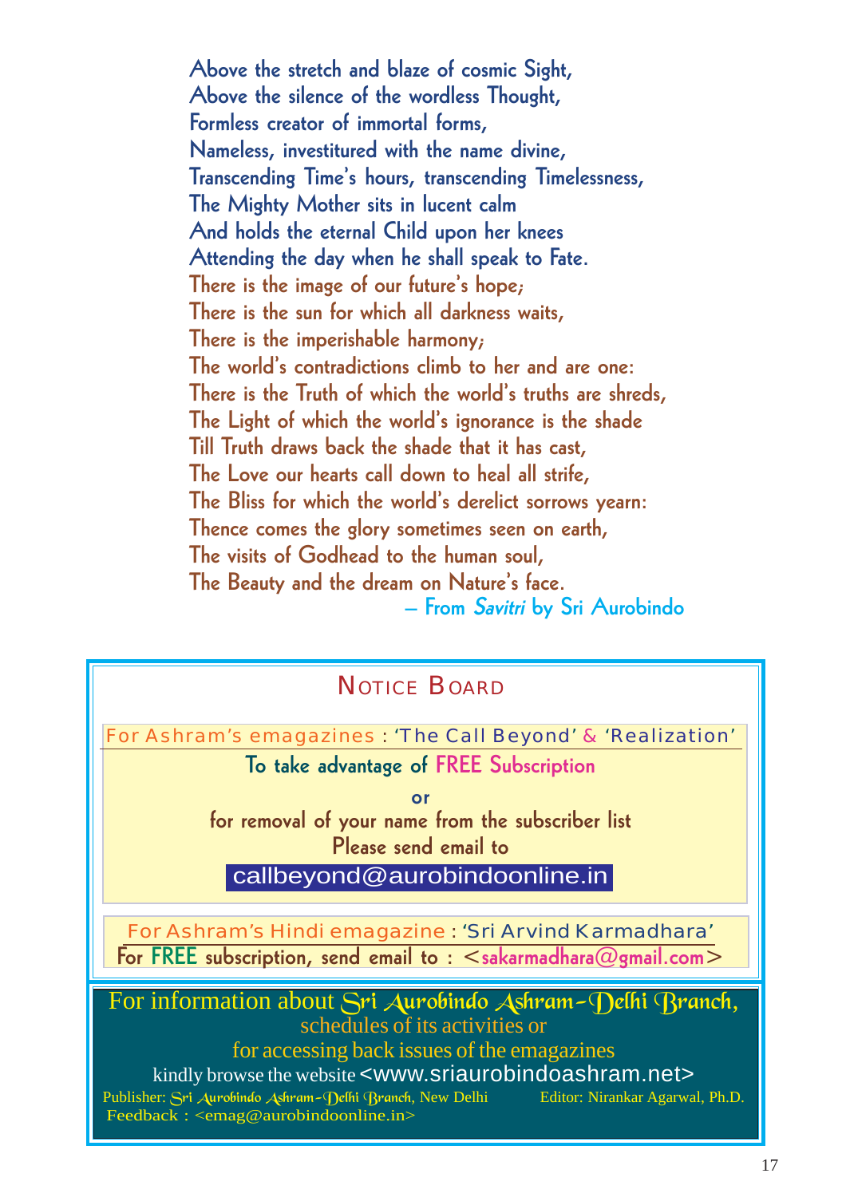Above the stretch and blaze of cosmic Sight,
Above the silence of the wordless Thought,
Formless creator of immortal forms,
Nameless, investitured with the name divine,
Transcending Time's hours, transcending Timelessness,
The Mighty Mother sits in lucent calm
And holds the eternal Child upon her knees
Attending the day when he shall speak to Fate.
There is the image of our future's hope;
There is the sun for which all darkness waits,
There is the imperishable harmony;
The world's contradictions climb to her and are one:
There is the Truth of which the world's truths are shreds,
The Light of which the world's ignorance is the shade
Till Truth draws back the shade that it has cast,
The Love our hearts call down to heal all strife,
The Bliss for which the world's derelict sorrows yearn:
Thence comes the glory sometimes seen on earth,
The visits of Godhead to the human soul,
The Beauty and the dream on Nature's face.

— From *Savitri* by Sri Aurobindo

## NOTICE BOARD

For Ashram's emagazines : 'The Call Beyond' & 'Realization'

**To take advantage of FREE Subscription**

**or**

**for removal of your name from the subscriber list**
**Please send email to**

callbeyond@aurobindoonline.in

For Ashram's Hindi emagazine : 'Sri Arvind Karmadhara'

**For FREE subscription, send email to : <sakarmadhara@gmail.com>**

For information about Sri Aurobindo Ashram-Delhi Branch,
schedules of its activities or
for accessing back issues of the emagazines
kindly browse the website <www.sriaurobindoashram.net>

Publisher: Sri Aurobindo Ashram-Delhi Branch, New Delhi Editor: Nirankar Agarwal, Ph.D.
Feedback : <emag@aurobindoonline.in>